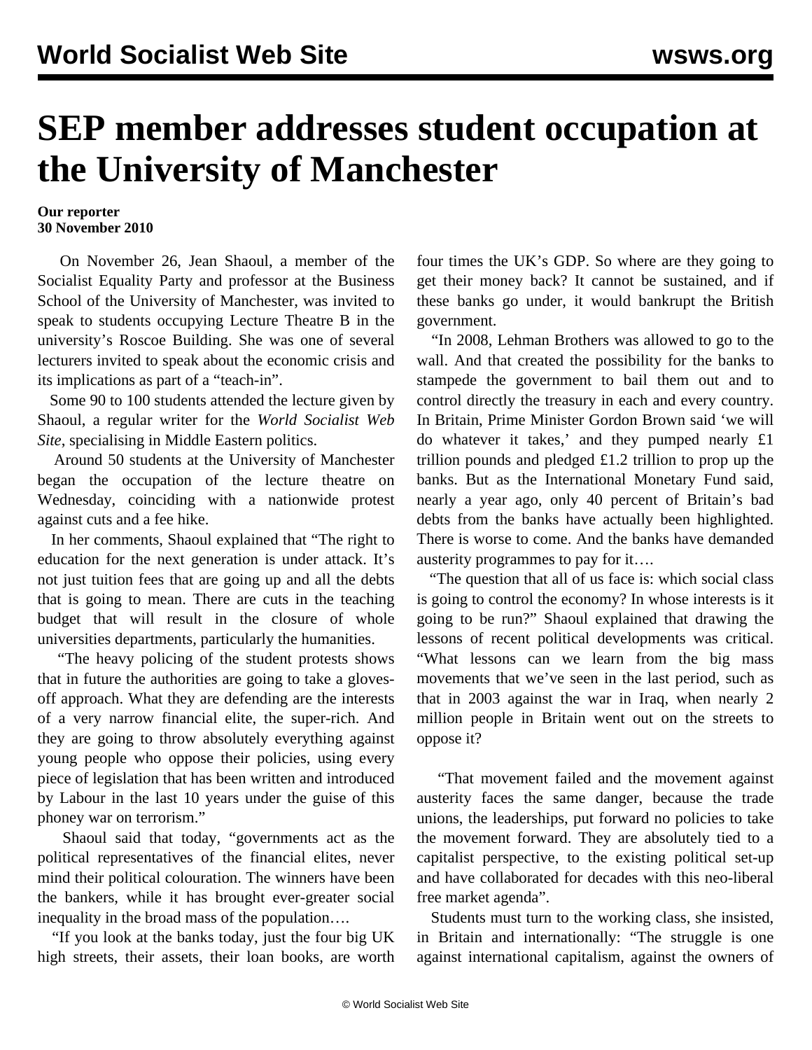# SEP member addresses student occupation at the University of Manchester

**Our reporter**
**30 November 2010**

On November 26, Jean Shaoul, a member of the Socialist Equality Party and professor at the Business School of the University of Manchester, was invited to speak to students occupying Lecture Theatre B in the university's Roscoe Building. She was one of several lecturers invited to speak about the economic crisis and its implications as part of a "teach-in".

Some 90 to 100 students attended the lecture given by Shaoul, a regular writer for the *World Socialist Web Site*, specialising in Middle Eastern politics.

Around 50 students at the University of Manchester began the occupation of the lecture theatre on Wednesday, coinciding with a nationwide protest against cuts and a fee hike.

In her comments, Shaoul explained that "The right to education for the next generation is under attack. It's not just tuition fees that are going up and all the debts that is going to mean. There are cuts in the teaching budget that will result in the closure of whole universities departments, particularly the humanities.

"The heavy policing of the student protests shows that in future the authorities are going to take a gloves-off approach. What they are defending are the interests of a very narrow financial elite, the super-rich. And they are going to throw absolutely everything against young people who oppose their policies, using every piece of legislation that has been written and introduced by Labour in the last 10 years under the guise of this phoney war on terrorism."

Shaoul said that today, "governments act as the political representatives of the financial elites, never mind their political colouration. The winners have been the bankers, while it has brought ever-greater social inequality in the broad mass of the population….

"If you look at the banks today, just the four big UK high streets, their assets, their loan books, are worth four times the UK's GDP. So where are they going to get their money back? It cannot be sustained, and if these banks go under, it would bankrupt the British government.

"In 2008, Lehman Brothers was allowed to go to the wall. And that created the possibility for the banks to stampede the government to bail them out and to control directly the treasury in each and every country. In Britain, Prime Minister Gordon Brown said 'we will do whatever it takes,' and they pumped nearly £1 trillion pounds and pledged £1.2 trillion to prop up the banks. But as the International Monetary Fund said, nearly a year ago, only 40 percent of Britain's bad debts from the banks have actually been highlighted. There is worse to come. And the banks have demanded austerity programmes to pay for it….

"The question that all of us face is: which social class is going to control the economy? In whose interests is it going to be run?" Shaoul explained that drawing the lessons of recent political developments was critical. "What lessons can we learn from the big mass movements that we've seen in the last period, such as that in 2003 against the war in Iraq, when nearly 2 million people in Britain went out on the streets to oppose it?

"That movement failed and the movement against austerity faces the same danger, because the trade unions, the leaderships, put forward no policies to take the movement forward. They are absolutely tied to a capitalist perspective, to the existing political set-up and have collaborated for decades with this neo-liberal free market agenda".

Students must turn to the working class, she insisted, in Britain and internationally: "The struggle is one against international capitalism, against the owners of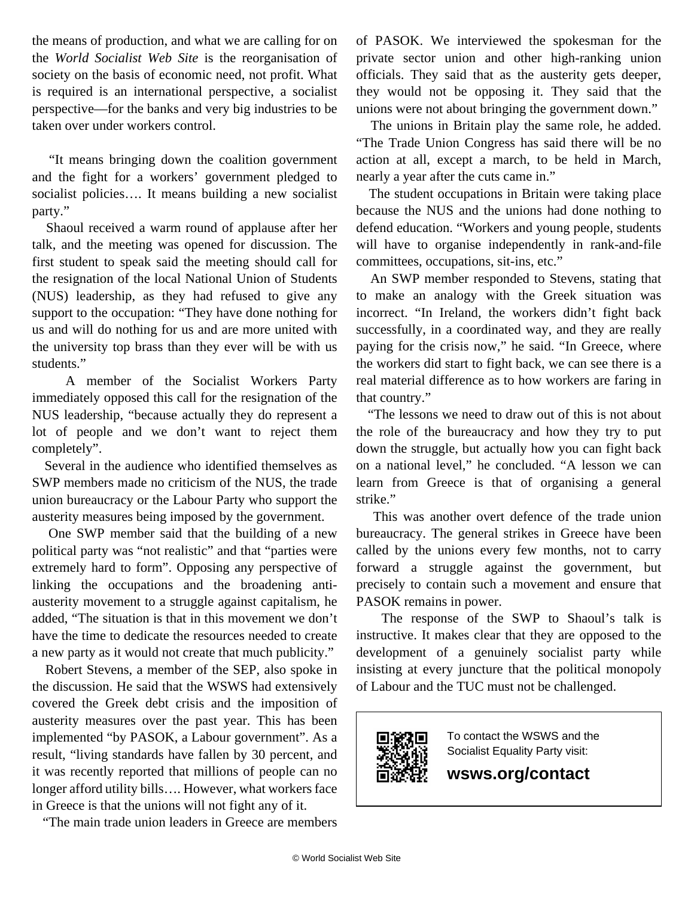the means of production, and what we are calling for on the *World Socialist Web Site* is the reorganisation of society on the basis of economic need, not profit. What is required is an international perspective, a socialist perspective—for the banks and very big industries to be taken over under workers control.

"It means bringing down the coalition government and the fight for a workers' government pledged to socialist policies…. It means building a new socialist party."

Shaoul received a warm round of applause after her talk, and the meeting was opened for discussion. The first student to speak said the meeting should call for the resignation of the local National Union of Students (NUS) leadership, as they had refused to give any support to the occupation: "They have done nothing for us and will do nothing for us and are more united with the university top brass than they ever will be with us students."

A member of the Socialist Workers Party immediately opposed this call for the resignation of the NUS leadership, "because actually they do represent a lot of people and we don't want to reject them completely".

Several in the audience who identified themselves as SWP members made no criticism of the NUS, the trade union bureaucracy or the Labour Party who support the austerity measures being imposed by the government.

One SWP member said that the building of a new political party was "not realistic" and that "parties were extremely hard to form". Opposing any perspective of linking the occupations and the broadening anti-austerity movement to a struggle against capitalism, he added, "The situation is that in this movement we don't have the time to dedicate the resources needed to create a new party as it would not create that much publicity."

Robert Stevens, a member of the SEP, also spoke in the discussion. He said that the WSWS had extensively covered the Greek debt crisis and the imposition of austerity measures over the past year. This has been implemented "by PASOK, a Labour government". As a result, "living standards have fallen by 30 percent, and it was recently reported that millions of people can no longer afford utility bills…. However, what workers face in Greece is that the unions will not fight any of it.

"The main trade union leaders in Greece are members of PASOK. We interviewed the spokesman for the private sector union and other high-ranking union officials. They said that as the austerity gets deeper, they would not be opposing it. They said that the unions were not about bringing the government down."

The unions in Britain play the same role, he added. "The Trade Union Congress has said there will be no action at all, except a march, to be held in March, nearly a year after the cuts came in."

The student occupations in Britain were taking place because the NUS and the unions had done nothing to defend education. "Workers and young people, students will have to organise independently in rank-and-file committees, occupations, sit-ins, etc."

An SWP member responded to Stevens, stating that to make an analogy with the Greek situation was incorrect. "In Ireland, the workers didn't fight back successfully, in a coordinated way, and they are really paying for the crisis now," he said. "In Greece, where the workers did start to fight back, we can see there is a real material difference as to how workers are faring in that country."

"The lessons we need to draw out of this is not about the role of the bureaucracy and how they try to put down the struggle, but actually how you can fight back on a national level," he concluded. "A lesson we can learn from Greece is that of organising a general strike."

This was another overt defence of the trade union bureaucracy. The general strikes in Greece have been called by the unions every few months, not to carry forward a struggle against the government, but precisely to contain such a movement and ensure that PASOK remains in power.

The response of the SWP to Shaoul's talk is instructive. It makes clear that they are opposed to the development of a genuinely socialist party while insisting at every juncture that the political monopoly of Labour and the TUC must not be challenged.

To contact the WSWS and the Socialist Equality Party visit:

**wsws.org/contact**